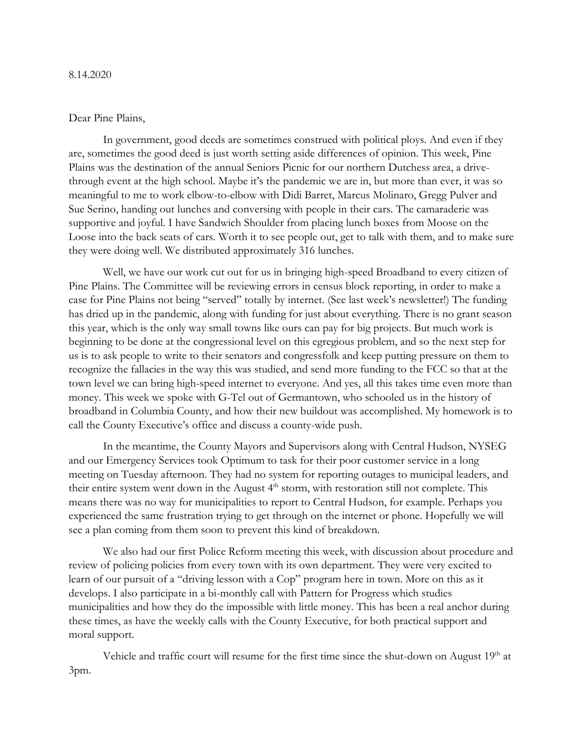8.14.2020

Dear Pine Plains,

In government, good deeds are sometimes construed with political ploys. And even if they are, sometimes the good deed is just worth setting aside differences of opinion. This week, Pine Plains was the destination of the annual Seniors Picnic for our northern Dutchess area, a drive-through event at the high school. Maybe it's the pandemic we are in, but more than ever, it was so meaningful to me to work elbow-to-elbow with Didi Barret, Marcus Molinaro, Gregg Pulver and Sue Serino, handing out lunches and conversing with people in their cars. The camaraderie was supportive and joyful. I have Sandwich Shoulder from placing lunch boxes from Moose on the Loose into the back seats of cars. Worth it to see people out, get to talk with them, and to make sure they were doing well. We distributed approximately 316 lunches.

Well, we have our work cut out for us in bringing high-speed Broadband to every citizen of Pine Plains. The Committee will be reviewing errors in census block reporting, in order to make a case for Pine Plains not being "served" totally by internet. (See last week's newsletter!) The funding has dried up in the pandemic, along with funding for just about everything. There is no grant season this year, which is the only way small towns like ours can pay for big projects. But much work is beginning to be done at the congressional level on this egregious problem, and so the next step for us is to ask people to write to their senators and congressfolk and keep putting pressure on them to recognize the fallacies in the way this was studied, and send more funding to the FCC so that at the town level we can bring high-speed internet to everyone. And yes, all this takes time even more than money. This week we spoke with G-Tel out of Germantown, who schooled us in the history of broadband in Columbia County, and how their new buildout was accomplished. My homework is to call the County Executive's office and discuss a county-wide push.

In the meantime, the County Mayors and Supervisors along with Central Hudson, NYSEG and our Emergency Services took Optimum to task for their poor customer service in a long meeting on Tuesday afternoon. They had no system for reporting outages to municipal leaders, and their entire system went down in the August 4th storm, with restoration still not complete. This means there was no way for municipalities to report to Central Hudson, for example. Perhaps you experienced the same frustration trying to get through on the internet or phone. Hopefully we will see a plan coming from them soon to prevent this kind of breakdown.

We also had our first Police Reform meeting this week, with discussion about procedure and review of policing policies from every town with its own department. They were very excited to learn of our pursuit of a "driving lesson with a Cop" program here in town. More on this as it develops. I also participate in a bi-monthly call with Pattern for Progress which studies municipalities and how they do the impossible with little money. This has been a real anchor during these times, as have the weekly calls with the County Executive, for both practical support and moral support.

Vehicle and traffic court will resume for the first time since the shut-down on August 19th at 3pm.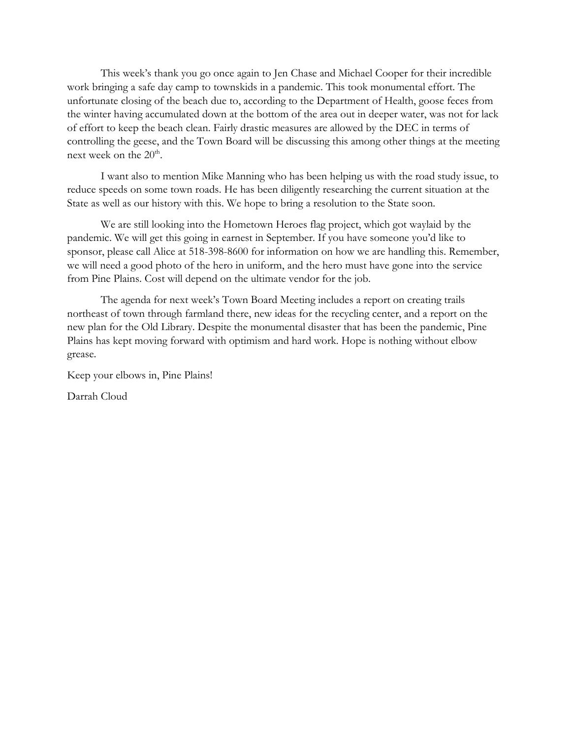This week's thank you go once again to Jen Chase and Michael Cooper for their incredible work bringing a safe day camp to townskids in a pandemic. This took monumental effort. The unfortunate closing of the beach due to, according to the Department of Health, goose feces from the winter having accumulated down at the bottom of the area out in deeper water, was not for lack of effort to keep the beach clean. Fairly drastic measures are allowed by the DEC in terms of controlling the geese, and the Town Board will be discussing this among other things at the meeting next week on the 20th.

I want also to mention Mike Manning who has been helping us with the road study issue, to reduce speeds on some town roads. He has been diligently researching the current situation at the State as well as our history with this. We hope to bring a resolution to the State soon.

We are still looking into the Hometown Heroes flag project, which got waylaid by the pandemic. We will get this going in earnest in September. If you have someone you'd like to sponsor, please call Alice at 518-398-8600 for information on how we are handling this. Remember, we will need a good photo of the hero in uniform, and the hero must have gone into the service from Pine Plains. Cost will depend on the ultimate vendor for the job.

The agenda for next week's Town Board Meeting includes a report on creating trails northeast of town through farmland there, new ideas for the recycling center, and a report on the new plan for the Old Library. Despite the monumental disaster that has been the pandemic, Pine Plains has kept moving forward with optimism and hard work. Hope is nothing without elbow grease.

Keep your elbows in, Pine Plains!

Darrah Cloud